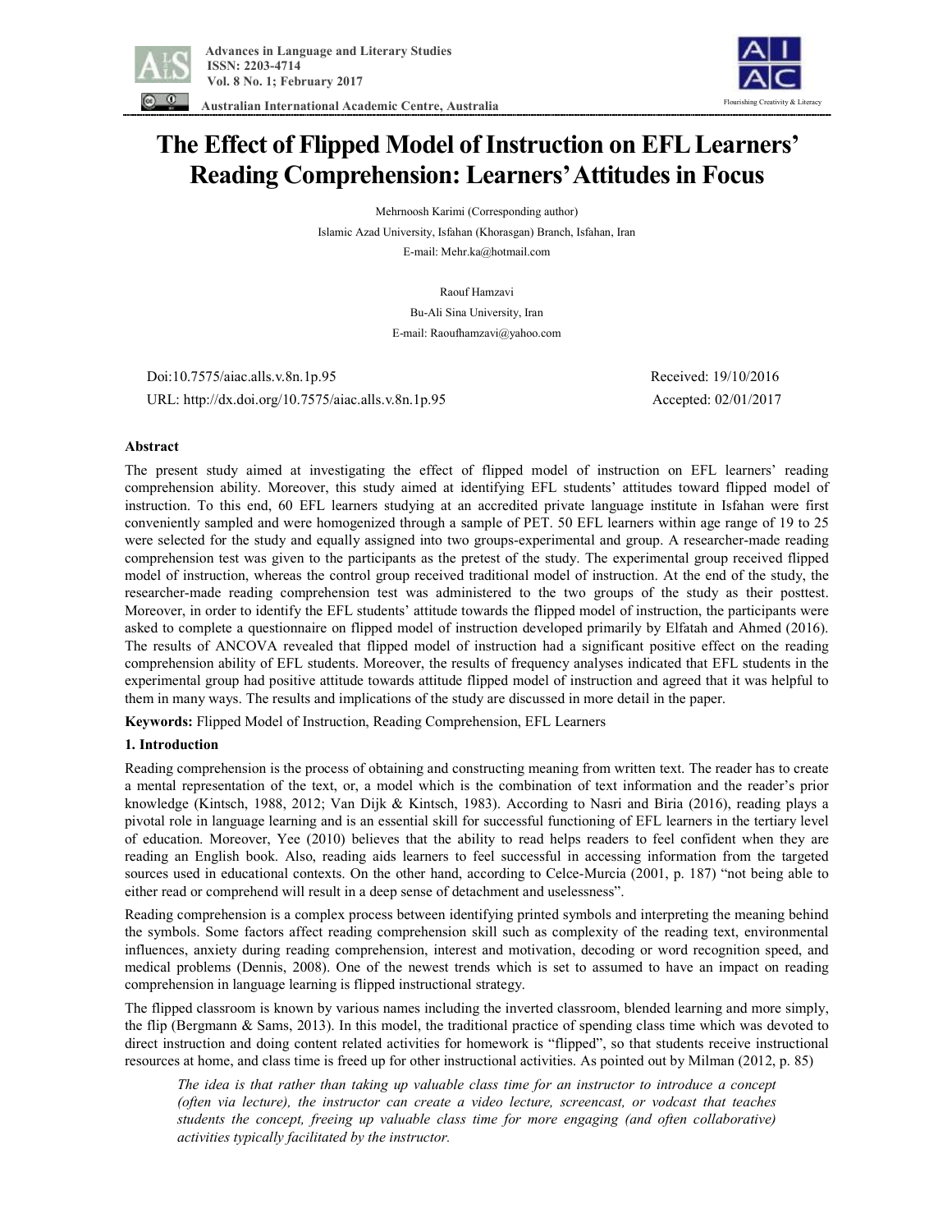# The Effect of Flipped Model of Instruction on EFL Learners' Reading Comprehension: Learners' Attitudes in Focus

Mehrnoosh Karimi (Corresponding author)

Islamic Azad University, Isfahan (Khorasgan) Branch, Isfahan, Iran

E-mail: Mehr.ka@hotmail.com

Raouf Hamzavi

Bu-Ali Sina University, Iran

E-mail: Raoufhamzavi@yahoo.com

Doi:10.7575/aiac.alls.v.8n.1p.95 | Received: 19/10/2016

URL: http://dx.doi.org/10.7575/aiac.alls.v.8n.1p.95 | Accepted: 02/01/2017

## Abstract

The present study aimed at investigating the effect of flipped model of instruction on EFL learners' reading comprehension ability. Moreover, this study aimed at identifying EFL students' attitudes toward flipped model of instruction. To this end, 60 EFL learners studying at an accredited private language institute in Isfahan were first conveniently sampled and were homogenized through a sample of PET. 50 EFL learners within age range of 19 to 25 were selected for the study and equally assigned into two groups-experimental and group. A researcher-made reading comprehension test was given to the participants as the pretest of the study. The experimental group received flipped model of instruction, whereas the control group received traditional model of instruction. At the end of the study, the researcher-made reading comprehension test was administered to the two groups of the study as their posttest. Moreover, in order to identify the EFL students' attitude towards the flipped model of instruction, the participants were asked to complete a questionnaire on flipped model of instruction developed primarily by Elfatah and Ahmed (2016). The results of ANCOVA revealed that flipped model of instruction had a significant positive effect on the reading comprehension ability of EFL students. Moreover, the results of frequency analyses indicated that EFL students in the experimental group had positive attitude towards attitude flipped model of instruction and agreed that it was helpful to them in many ways. The results and implications of the study are discussed in more detail in the paper.

**Keywords:** Flipped Model of Instruction, Reading Comprehension, EFL Learners

## 1. Introduction

Reading comprehension is the process of obtaining and constructing meaning from written text. The reader has to create a mental representation of the text, or, a model which is the combination of text information and the reader's prior knowledge (Kintsch, 1988, 2012; Van Dijk & Kintsch, 1983). According to Nasri and Biria (2016), reading plays a pivotal role in language learning and is an essential skill for successful functioning of EFL learners in the tertiary level of education. Moreover, Yee (2010) believes that the ability to read helps readers to feel confident when they are reading an English book. Also, reading aids learners to feel successful in accessing information from the targeted sources used in educational contexts. On the other hand, according to Celce-Murcia (2001, p. 187) "not being able to either read or comprehend will result in a deep sense of detachment and uselessness".

Reading comprehension is a complex process between identifying printed symbols and interpreting the meaning behind the symbols. Some factors affect reading comprehension skill such as complexity of the reading text, environmental influences, anxiety during reading comprehension, interest and motivation, decoding or word recognition speed, and medical problems (Dennis, 2008). One of the newest trends which is set to assumed to have an impact on reading comprehension in language learning is flipped instructional strategy.

The flipped classroom is known by various names including the inverted classroom, blended learning and more simply, the flip (Bergmann & Sams, 2013). In this model, the traditional practice of spending class time which was devoted to direct instruction and doing content related activities for homework is "flipped", so that students receive instructional resources at home, and class time is freed up for other instructional activities. As pointed out by Milman (2012, p. 85)

> *The idea is that rather than taking up valuable class time for an instructor to introduce a concept (often via lecture), the instructor can create a video lecture, screencast, or vodcast that teaches students the concept, freeing up valuable class time for more engaging (and often collaborative) activities typically facilitated by the instructor.*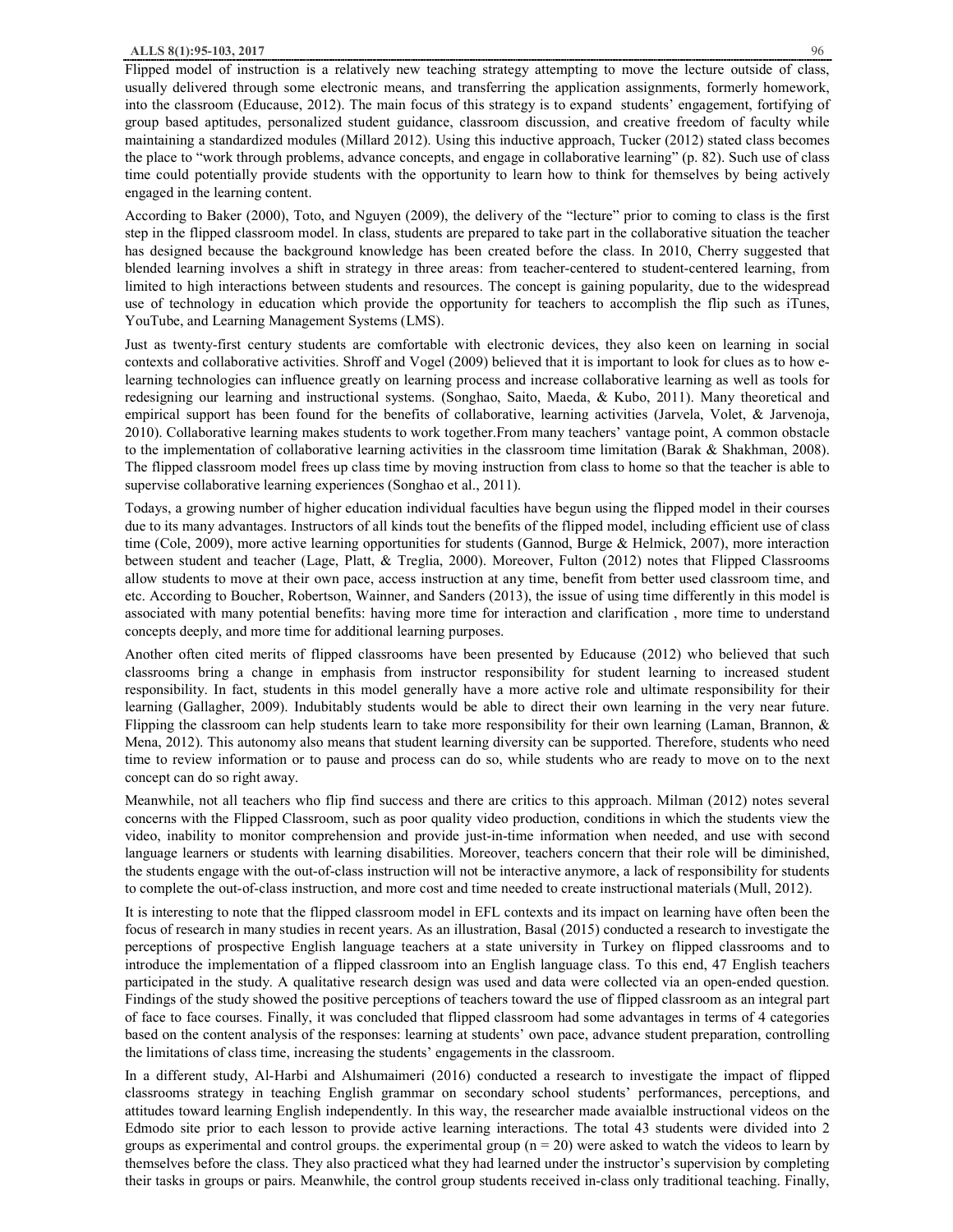Flipped model of instruction is a relatively new teaching strategy attempting to move the lecture outside of class, usually delivered through some electronic means, and transferring the application assignments, formerly homework, into the classroom (Educause, 2012). The main focus of this strategy is to expand students' engagement, fortifying of group based aptitudes, personalized student guidance, classroom discussion, and creative freedom of faculty while maintaining a standardized modules (Millard 2012). Using this inductive approach, Tucker (2012) stated class becomes the place to "work through problems, advance concepts, and engage in collaborative learning" (p. 82). Such use of class time could potentially provide students with the opportunity to learn how to think for themselves by being actively engaged in the learning content.

According to Baker (2000), Toto, and Nguyen (2009), the delivery of the "lecture" prior to coming to class is the first step in the flipped classroom model. In class, students are prepared to take part in the collaborative situation the teacher has designed because the background knowledge has been created before the class. In 2010, Cherry suggested that blended learning involves a shift in strategy in three areas: from teacher-centered to student-centered learning, from limited to high interactions between students and resources. The concept is gaining popularity, due to the widespread use of technology in education which provide the opportunity for teachers to accomplish the flip such as iTunes, YouTube, and Learning Management Systems (LMS).

Just as twenty-first century students are comfortable with electronic devices, they also keen on learning in social contexts and collaborative activities. Shroff and Vogel (2009) believed that it is important to look for clues as to how e-learning technologies can influence greatly on learning process and increase collaborative learning as well as tools for redesigning our learning and instructional systems. (Songhao, Saito, Maeda, & Kubo, 2011). Many theoretical and empirical support has been found for the benefits of collaborative, learning activities (Jarvela, Volet, & Jarvenoja, 2010). Collaborative learning makes students to work together.From many teachers' vantage point, A common obstacle to the implementation of collaborative learning activities in the classroom time limitation (Barak & Shakhman, 2008). The flipped classroom model frees up class time by moving instruction from class to home so that the teacher is able to supervise collaborative learning experiences (Songhao et al., 2011).

Todays, a growing number of higher education individual faculties have begun using the flipped model in their courses due to its many advantages. Instructors of all kinds tout the benefits of the flipped model, including efficient use of class time (Cole, 2009), more active learning opportunities for students (Gannod, Burge & Helmick, 2007), more interaction between student and teacher (Lage, Platt, & Treglia, 2000). Moreover, Fulton (2012) notes that Flipped Classrooms allow students to move at their own pace, access instruction at any time, benefit from better used classroom time, and etc. According to Boucher, Robertson, Wainner, and Sanders (2013), the issue of using time differently in this model is associated with many potential benefits: having more time for interaction and clarification , more time to understand concepts deeply, and more time for additional learning purposes.

Another often cited merits of flipped classrooms have been presented by Educause (2012) who believed that such classrooms bring a change in emphasis from instructor responsibility for student learning to increased student responsibility. In fact, students in this model generally have a more active role and ultimate responsibility for their learning (Gallagher, 2009). Indubitably students would be able to direct their own learning in the very near future. Flipping the classroom can help students learn to take more responsibility for their own learning (Laman, Brannon, & Mena, 2012). This autonomy also means that student learning diversity can be supported. Therefore, students who need time to review information or to pause and process can do so, while students who are ready to move on to the next concept can do so right away.

Meanwhile, not all teachers who flip find success and there are critics to this approach. Milman (2012) notes several concerns with the Flipped Classroom, such as poor quality video production, conditions in which the students view the video, inability to monitor comprehension and provide just-in-time information when needed, and use with second language learners or students with learning disabilities. Moreover, teachers concern that their role will be diminished, the students engage with the out-of-class instruction will not be interactive anymore, a lack of responsibility for students to complete the out-of-class instruction, and more cost and time needed to create instructional materials (Mull, 2012).

It is interesting to note that the flipped classroom model in EFL contexts and its impact on learning have often been the focus of research in many studies in recent years. As an illustration, Basal (2015) conducted a research to investigate the perceptions of prospective English language teachers at a state university in Turkey on flipped classrooms and to introduce the implementation of a flipped classroom into an English language class. To this end, 47 English teachers participated in the study. A qualitative research design was used and data were collected via an open-ended question. Findings of the study showed the positive perceptions of teachers toward the use of flipped classroom as an integral part of face to face courses. Finally, it was concluded that flipped classroom had some advantages in terms of 4 categories based on the content analysis of the responses: learning at students' own pace, advance student preparation, controlling the limitations of class time, increasing the students' engagements in the classroom.

In a different study, Al-Harbi and Alshumaimeri (2016) conducted a research to investigate the impact of flipped classrooms strategy in teaching English grammar on secondary school students' performances, perceptions, and attitudes toward learning English independently. In this way, the researcher made avaialble instructional videos on the Edmodo site prior to each lesson to provide active learning interactions. The total 43 students were divided into 2 groups as experimental and control groups. the experimental group ($n = 20$) were asked to watch the videos to learn by themselves before the class. They also practiced what they had learned under the instructor's supervision by completing their tasks in groups or pairs. Meanwhile, the control group students received in-class only traditional teaching. Finally,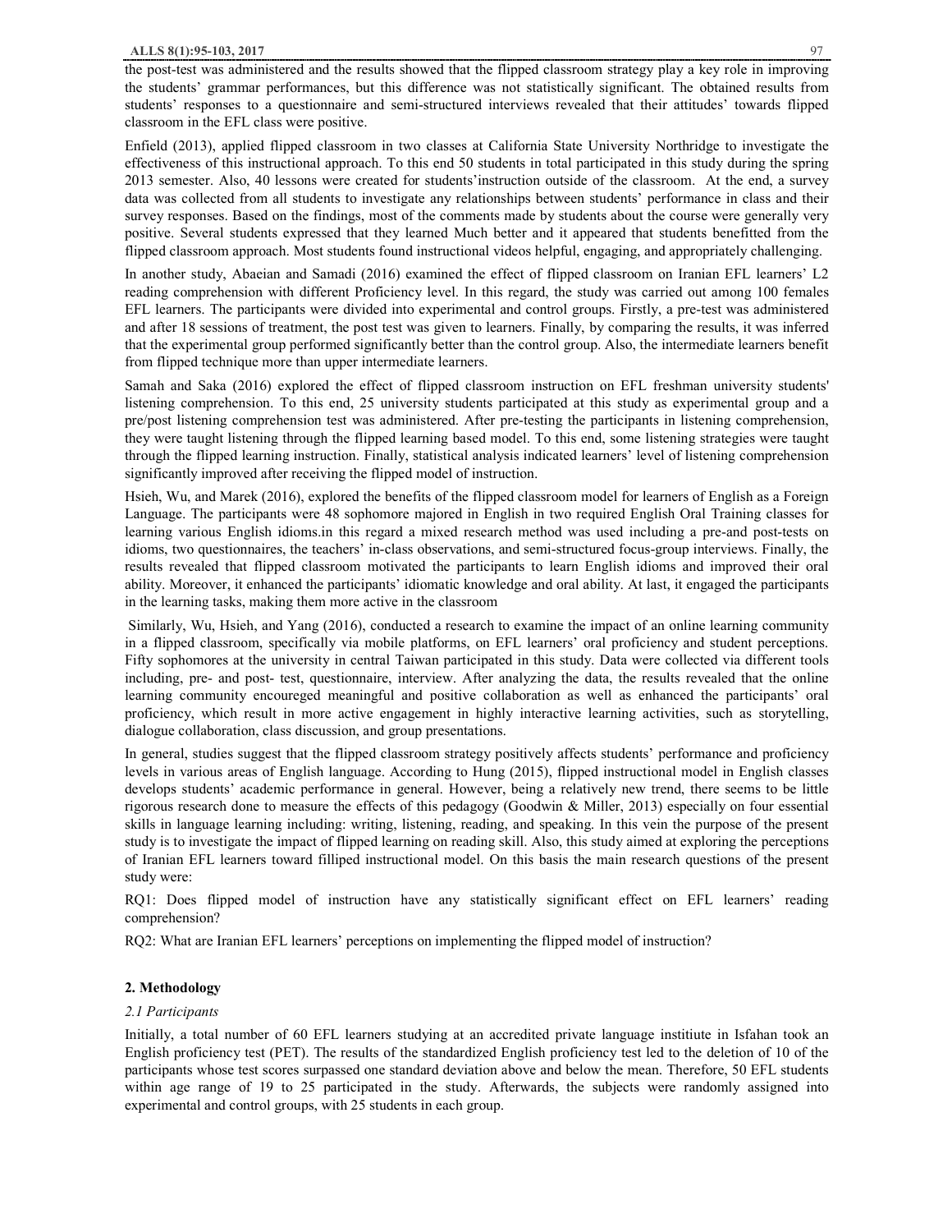the post-test was administered and the results showed that the flipped classroom strategy play a key role in improving the students' grammar performances, but this difference was not statistically significant. The obtained results from students' responses to a questionnaire and semi-structured interviews revealed that their attitudes' towards flipped classroom in the EFL class were positive.

Enfield (2013), applied flipped classroom in two classes at California State University Northridge to investigate the effectiveness of this instructional approach. To this end 50 students in total participated in this study during the spring 2013 semester. Also, 40 lessons were created for students'instruction outside of the classroom. At the end, a survey data was collected from all students to investigate any relationships between students' performance in class and their survey responses. Based on the findings, most of the comments made by students about the course were generally very positive. Several students expressed that they learned Much better and it appeared that students benefitted from the flipped classroom approach. Most students found instructional videos helpful, engaging, and appropriately challenging.

In another study, Abaeian and Samadi (2016) examined the effect of flipped classroom on Iranian EFL learners' L2 reading comprehension with different Proficiency level. In this regard, the study was carried out among 100 females EFL learners. The participants were divided into experimental and control groups. Firstly, a pre-test was administered and after 18 sessions of treatment, the post test was given to learners. Finally, by comparing the results, it was inferred that the experimental group performed significantly better than the control group. Also, the intermediate learners benefit from flipped technique more than upper intermediate learners.

Samah and Saka (2016) explored the effect of flipped classroom instruction on EFL freshman university students' listening comprehension. To this end, 25 university students participated at this study as experimental group and a pre/post listening comprehension test was administered. After pre-testing the participants in listening comprehension, they were taught listening through the flipped learning based model. To this end, some listening strategies were taught through the flipped learning instruction. Finally, statistical analysis indicated learners' level of listening comprehension significantly improved after receiving the flipped model of instruction.

Hsieh, Wu, and Marek (2016), explored the benefits of the flipped classroom model for learners of English as a Foreign Language. The participants were 48 sophomore majored in English in two required English Oral Training classes for learning various English idioms.in this regard a mixed research method was used including a pre-and post-tests on idioms, two questionnaires, the teachers' in-class observations, and semi-structured focus-group interviews. Finally, the results revealed that flipped classroom motivated the participants to learn English idioms and improved their oral ability. Moreover, it enhanced the participants' idiomatic knowledge and oral ability. At last, it engaged the participants in the learning tasks, making them more active in the classroom

Similarly, Wu, Hsieh, and Yang (2016), conducted a research to examine the impact of an online learning community in a flipped classroom, specifically via mobile platforms, on EFL learners' oral proficiency and student perceptions. Fifty sophomores at the university in central Taiwan participated in this study. Data were collected via different tools including, pre- and post- test, questionnaire, interview. After analyzing the data, the results revealed that the online learning community encourged meaningful and positive collaboration as well as enhanced the participants' oral proficiency, which result in more active engagement in highly interactive learning activities, such as storytelling, dialogue collaboration, class discussion, and group presentations.

In general, studies suggest that the flipped classroom strategy positively affects students' performance and proficiency levels in various areas of English language. According to Hung (2015), flipped instructional model in English classes develops students' academic performance in general. However, being a relatively new trend, there seems to be little rigorous research done to measure the effects of this pedagogy (Goodwin & Miller, 2013) especially on four essential skills in language learning including: writing, listening, reading, and speaking. In this vein the purpose of the present study is to investigate the impact of flipped learning on reading skill. Also, this study aimed at exploring the perceptions of Iranian EFL learners toward filliped instructional model. On this basis the main research questions of the present study were:

RQ1: Does flipped model of instruction have any statistically significant effect on EFL learners' reading comprehension?

RQ2: What are Iranian EFL learners' perceptions on implementing the flipped model of instruction?

## 2. Methodology

### *2.1 Participants*

Initially, a total number of 60 EFL learners studying at an accredited private language instiiute in Isfahan took an English proficiency test (PET). The results of the standardized English proficiency test led to the deletion of 10 of the participants whose test scores surpassed one standard deviation above and below the mean. Therefore, 50 EFL students within age range of 19 to 25 participated in the study. Afterwards, the subjects were randomly assigned into experimental and control groups, with 25 students in each group.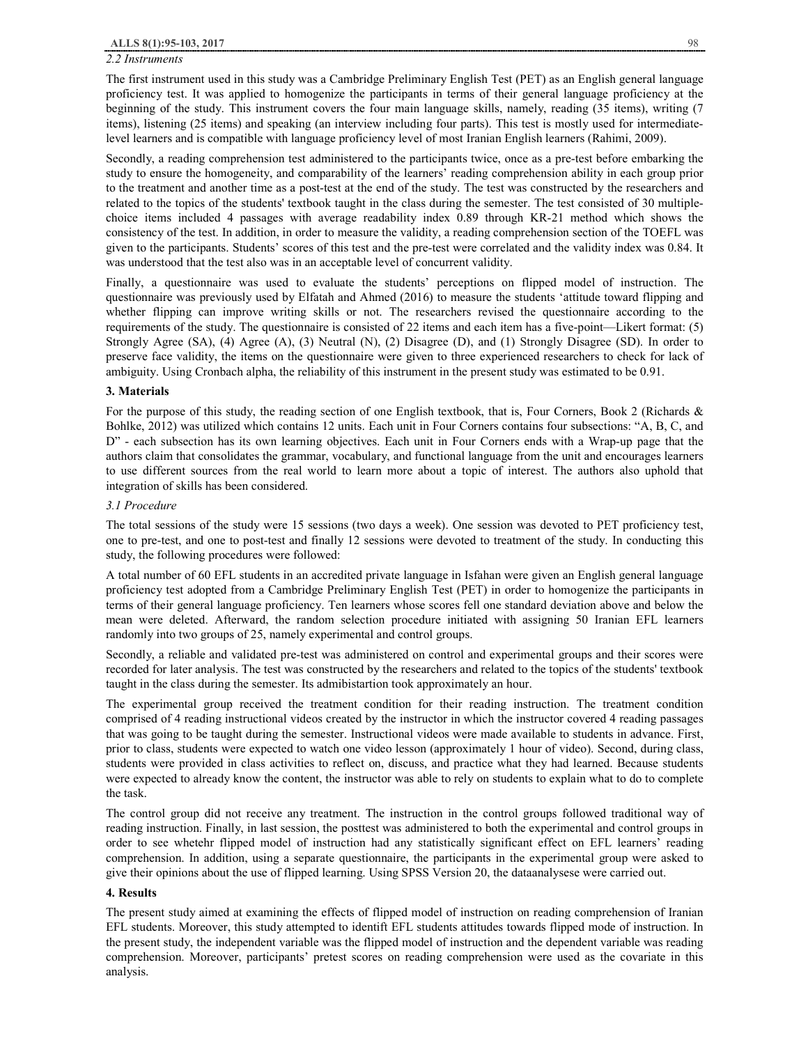### 2.2 Instruments

The first instrument used in this study was a Cambridge Preliminary English Test (PET) as an English general language proficiency test. It was applied to homogenize the participants in terms of their general language proficiency at the beginning of the study. This instrument covers the four main language skills, namely, reading (35 items), writing (7 items), listening (25 items) and speaking (an interview including four parts). This test is mostly used for intermediate-level learners and is compatible with language proficiency level of most Iranian English learners (Rahimi, 2009).

Secondly, a reading comprehension test administered to the participants twice, once as a pre-test before embarking the study to ensure the homogeneity, and comparability of the learners' reading comprehension ability in each group prior to the treatment and another time as a post-test at the end of the study. The test was constructed by the researchers and related to the topics of the students' textbook taught in the class during the semester. The test consisted of 30 multiple-choice items included 4 passages with average readability index 0.89 through KR-21 method which shows the consistency of the test. In addition, in order to measure the validity, a reading comprehension section of the TOEFL was given to the participants. Students' scores of this test and the pre-test were correlated and the validity index was 0.84. It was understood that the test also was in an acceptable level of concurrent validity.

Finally, a questionnaire was used to evaluate the students' perceptions on flipped model of instruction. The questionnaire was previously used by Elfatah and Ahmed (2016) to measure the students 'attitude toward flipping and whether flipping can improve writing skills or not. The researchers revised the questionnaire according to the requirements of the study. The questionnaire is consisted of 22 items and each item has a five-point—Likert format: (5) Strongly Agree (SA), (4) Agree (A), (3) Neutral (N), (2) Disagree (D), and (1) Strongly Disagree (SD). In order to preserve face validity, the items on the questionnaire were given to three experienced researchers to check for lack of ambiguity. Using Cronbach alpha, the reliability of this instrument in the present study was estimated to be 0.91.

## 3. Materials

For the purpose of this study, the reading section of one English textbook, that is, Four Corners, Book 2 (Richards & Bohlke, 2012) was utilized which contains 12 units. Each unit in Four Corners contains four subsections: "A, B, C, and D" - each subsection has its own learning objectives. Each unit in Four Corners ends with a Wrap-up page that the authors claim that consolidates the grammar, vocabulary, and functional language from the unit and encourages learners to use different sources from the real world to learn more about a topic of interest. The authors also uphold that integration of skills has been considered.

### 3.1 Procedure

The total sessions of the study were 15 sessions (two days a week). One session was devoted to PET proficiency test, one to pre-test, and one to post-test and finally 12 sessions were devoted to treatment of the study. In conducting this study, the following procedures were followed:

A total number of 60 EFL students in an accredited private language in Isfahan were given an English general language proficiency test adopted from a Cambridge Preliminary English Test (PET) in order to homogenize the participants in terms of their general language proficiency. Ten learners whose scores fell one standard deviation above and below the mean were deleted. Afterward, the random selection procedure initiated with assigning 50 Iranian EFL learners randomly into two groups of 25, namely experimental and control groups.

Secondly, a reliable and validated pre-test was administered on control and experimental groups and their scores were recorded for later analysis. The test was constructed by the researchers and related to the topics of the students' textbook taught in the class during the semester. Its admibistartion took approximately an hour.

The experimental group received the treatment condition for their reading instruction. The treatment condition comprised of 4 reading instructional videos created by the instructor in which the instructor covered 4 reading passages that was going to be taught during the semester. Instructional videos were made available to students in advance. First, prior to class, students were expected to watch one video lesson (approximately 1 hour of video). Second, during class, students were provided in class activities to reflect on, discuss, and practice what they had learned. Because students were expected to already know the content, the instructor was able to rely on students to explain what to do to complete the task.

The control group did not receive any treatment. The instruction in the control groups followed traditional way of reading instruction. Finally, in last session, the posttest was administered to both the experimental and control groups in order to see whetehr flipped model of instruction had any statistically significant effect on EFL learners' reading comprehension. In addition, using a separate questionnaire, the participants in the experimental group were asked to give their opinions about the use of flipped learning. Using SPSS Version 20, the dataanalysese were carried out.

## 4. Results

The present study aimed at examining the effects of flipped model of instruction on reading comprehension of Iranian EFL students. Moreover, this study attempted to identift EFL students attitudes towards flipped mode of instruction. In the present study, the independent variable was the flipped model of instruction and the dependent variable was reading comprehension. Moreover, participants' pretest scores on reading comprehension were used as the covariate in this analysis.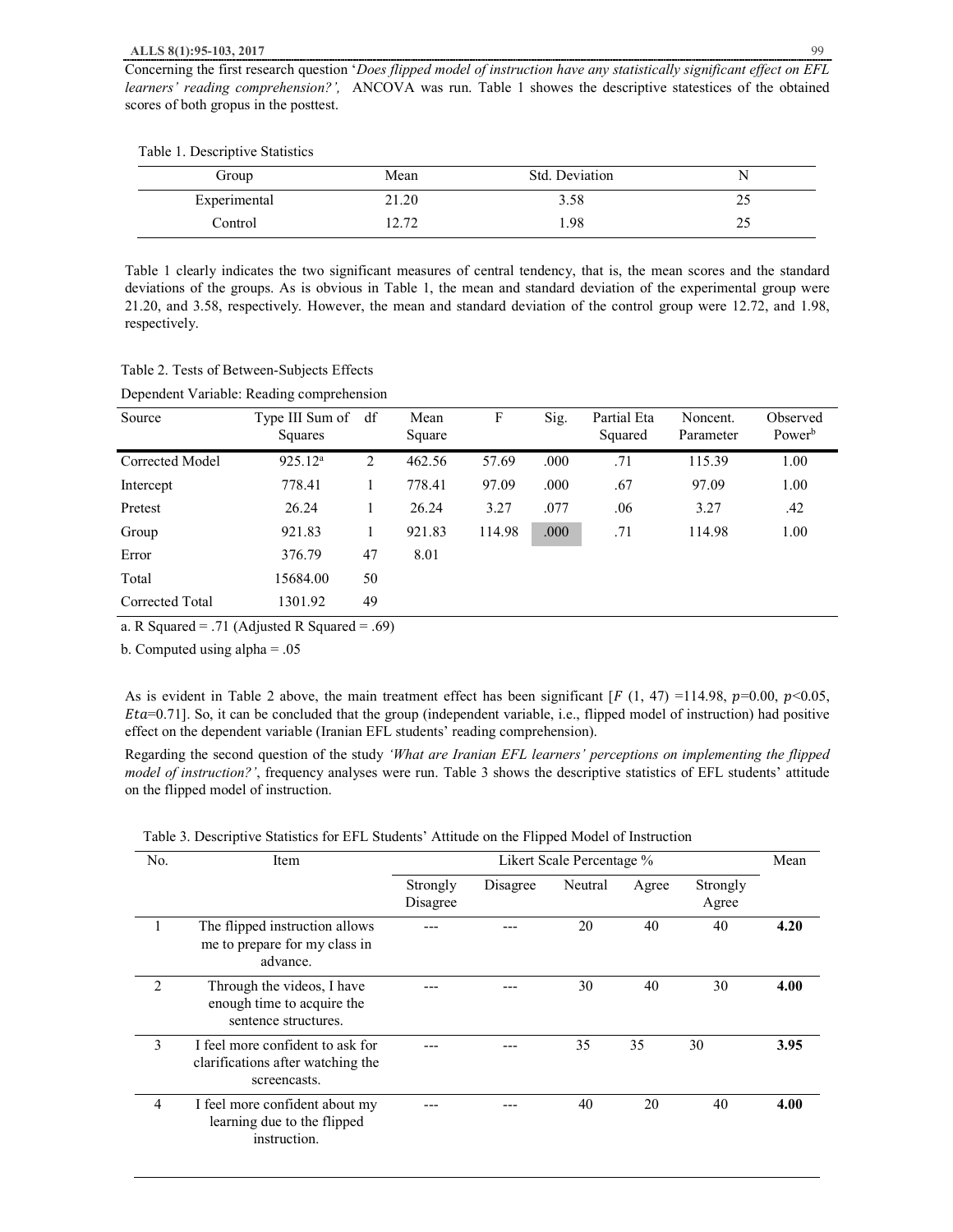Concerning the first research question '*Does flipped model of instruction have any statistically significant effect on EFL learners' reading comprehension?',* ANCOVA was run. Table 1 showes the descriptive statestices of the obtained scores of both gropus in the posttest.

Table 1. Descriptive Statistics

| Group | Mean | Std. Deviation | N |
|---|---|---|---|
| Experimental | 21.20 | 3.58 | 25 |
| Control | 12.72 | 1.98 | 25 |

Table 1 clearly indicates the two significant measures of central tendency, that is, the mean scores and the standard deviations of the groups. As is obvious in Table 1, the mean and standard deviation of the experimental group were 21.20, and 3.58, respectively. However, the mean and standard deviation of the control group were 12.72, and 1.98, respectively.

Table 2. Tests of Between-Subjects Effects

Dependent Variable: Reading comprehension

| Source | Type III Sum of Squares | df | Mean Square | F | Sig. | Partial Eta Squared | Noncent. Parameter | Observed Power[b] |
|---|---|---|---|---|---|---|---|---|
| Corrected Model | 925.12[a] | 2 | 462.56 | 57.69 | .000 | .71 | 115.39 | 1.00 |
| Intercept | 778.41 | 1 | 778.41 | 97.09 | .000 | .67 | 97.09 | 1.00 |
| Pretest | 26.24 | 1 | 26.24 | 3.27 | .077 | .06 | 3.27 | .42 |
| Group | 921.83 | 1 | 921.83 | 114.98 | .000 | .71 | 114.98 | 1.00 |
| Error | 376.79 | 47 | 8.01 | | | | | |
| Total | 15684.00 | 50 | | | | | | |
| Corrected Total | 1301.92 | 49 | | | | | | |

a. R Squared = .71 (Adjusted R Squared = .69)

b. Computed using alpha = .05

As is evident in Table 2 above, the main treatment effect has been significant [$F$ (1, 47) =114.98, $p$=0.00, $p$<0.05, $Eta$=0.71]. So, it can be concluded that the group (independent variable, i.e., flipped model of instruction) had positive effect on the dependent variable (Iranian EFL students' reading comprehension).

Regarding the second question of the study *'What are Iranian EFL learners' perceptions on implementing the flipped model of instruction?'*, frequency analyses were run. Table 3 shows the descriptive statistics of EFL students' attitude on the flipped model of instruction.

Table 3. Descriptive Statistics for EFL Students' Attitude on the Flipped Model of Instruction

| No. | Item | Likert Scale Percentage % | | | | | Mean |
|---|---|---|---|---|---|---|---|
| | | Strongly Disagree | Disagree | Neutral | Agree | Strongly Agree | |
| 1 | The flipped instruction allows me to prepare for my class in advance. | --- | --- | 20 | 40 | 40 | **4.20** |
| 2 | Through the videos, I have enough time to acquire the sentence structures. | --- | --- | 30 | 40 | 30 | **4.00** |
| 3 | I feel more confident to ask for clarifications after watching the screencasts. | --- | --- | 35 | 35 | 30 | **3.95** |
| 4 | I feel more confident about my learning due to the flipped instruction. | --- | --- | 40 | 20 | 40 | **4.00** |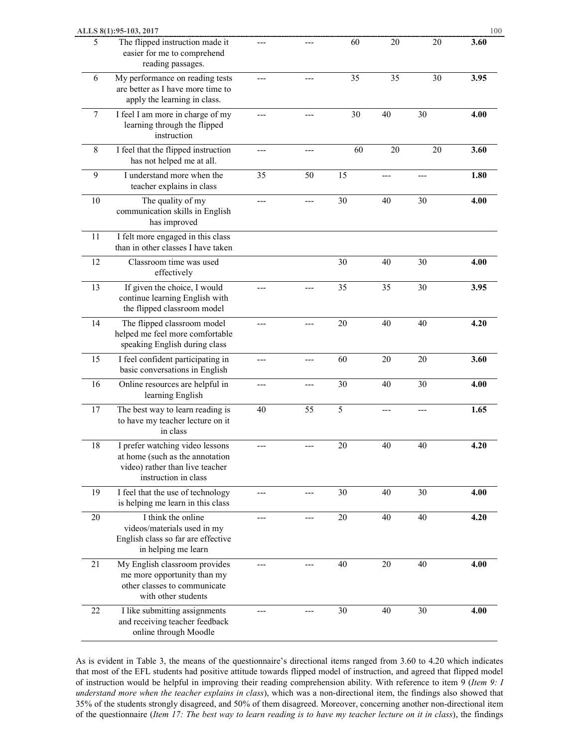| | | | | | | | |
|---|---|---|---|---|---|---|---|
| 5 | The flipped instruction made it easier for me to comprehend reading passages. | --- | --- | 60 | 20 | 20 | **3.60** |
| 6 | My performance on reading tests are better as I have more time to apply the learning in class. | --- | --- | 35 | 35 | 30 | **3.95** |
| 7 | I feel I am more in charge of my learning through the flipped instruction | --- | --- | 30 | 40 | 30 | **4.00** |
| 8 | I feel that the flipped instruction has not helped me at all. | --- | --- | 60 | 20 | 20 | **3.60** |
| 9 | I understand more when the teacher explains in class | 35 | 50 | 15 | --- | --- | **1.80** |
| 10 | The quality of my communication skills in English has improved | --- | --- | 30 | 40 | 30 | **4.00** |
| 11 | I felt more engaged in this class than in other classes I have taken | | | | | | |
| 12 | Classroom time was used effectively | | | 30 | 40 | 30 | **4.00** |
| 13 | If given the choice, I would continue learning English with the flipped classroom model | --- | --- | 35 | 35 | 30 | **3.95** |
| 14 | The flipped classroom model helped me feel more comfortable speaking English during class | --- | --- | 20 | 40 | 40 | **4.20** |
| 15 | I feel confident participating in basic conversations in English | --- | --- | 60 | 20 | 20 | **3.60** |
| 16 | Online resources are helpful in learning English | --- | --- | 30 | 40 | 30 | **4.00** |
| 17 | The best way to learn reading is to have my teacher lecture on it in class | 40 | 55 | 5 | --- | --- | **1.65** |
| 18 | I prefer watching video lessons at home (such as the annotation video) rather than live teacher instruction in class | --- | --- | 20 | 40 | 40 | **4.20** |
| 19 | I feel that the use of technology is helping me learn in this class | --- | --- | 30 | 40 | 30 | **4.00** |
| 20 | I think the online videos/materials used in my English class so far are effective in helping me learn | --- | --- | 20 | 40 | 40 | **4.20** |
| 21 | My English classroom provides me more opportunity than my other classes to communicate with other students | --- | --- | 40 | 20 | 40 | **4.00** |
| 22 | I like submitting assignments and receiving teacher feedback online through Moodle | --- | --- | 30 | 40 | 30 | **4.00** |

As is evident in Table 3, the means of the questionnaire's directional items ranged from 3.60 to 4.20 which indicates that most of the EFL students had positive attitude towards flipped model of instruction, and agreed that flipped model of instruction would be helpful in improving their reading comprehension ability. With reference to item 9 (*Item 9: I understand more when the teacher explains in class*), which was a non-directional item, the findings also showed that 35% of the students strongly disagreed, and 50% of them disagreed. Moreover, concerning another non-directional item of the questionnaire (*Item 17: The best way to learn reading is to have my teacher lecture on it in class*), the findings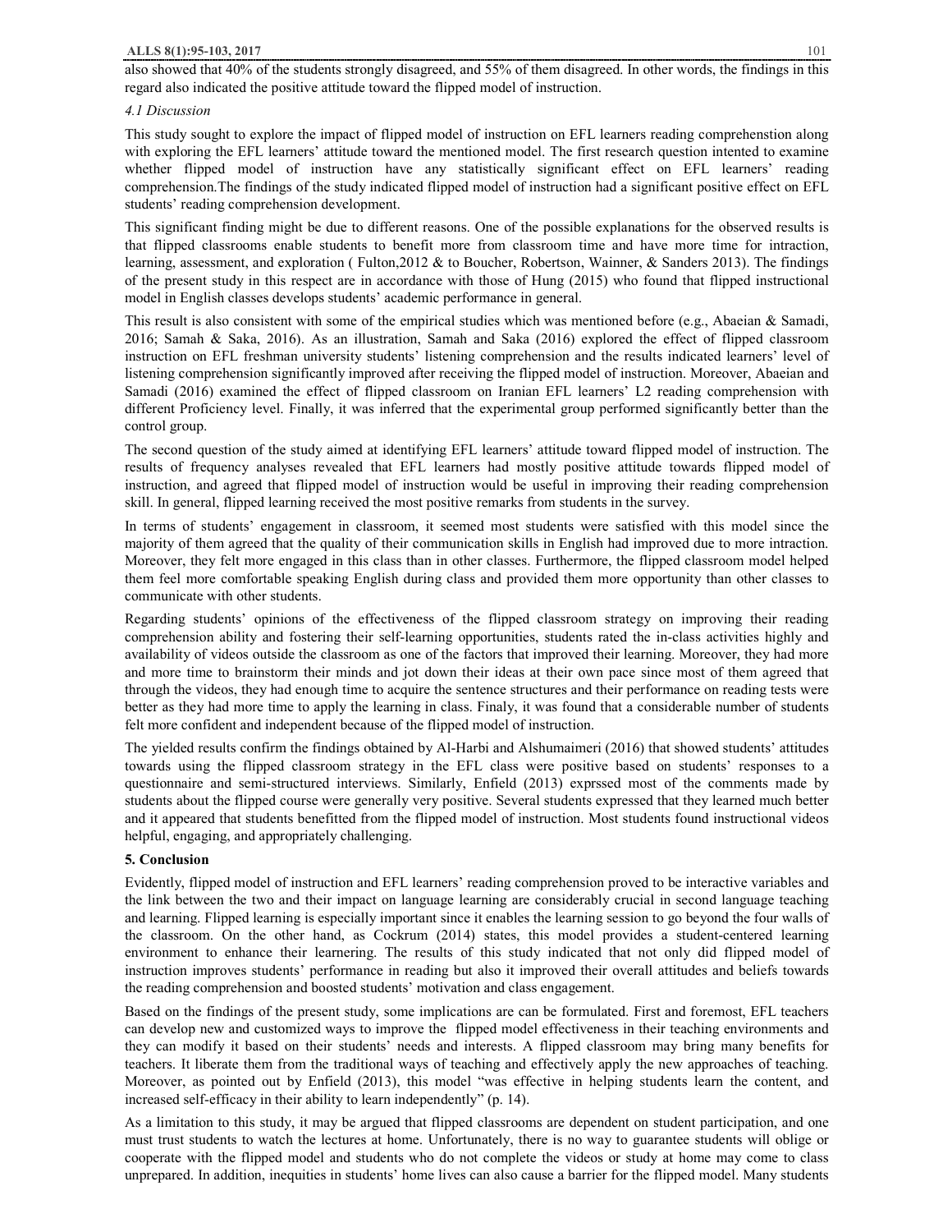also showed that 40% of the students strongly disagreed, and 55% of them disagreed. In other words, the findings in this regard also indicated the positive attitude toward the flipped model of instruction.

### *4.1 Discussion*

This study sought to explore the impact of flipped model of instruction on EFL learners reading comprehenstion along with exploring the EFL learners' attitude toward the mentioned model. The first research question intented to examine whether flipped model of instruction have any statistically significant effect on EFL learners' reading comprehension.The findings of the study indicated flipped model of instruction had a significant positive effect on EFL students' reading comprehension development.

This significant finding might be due to different reasons. One of the possible explanations for the observed results is that flipped classrooms enable students to benefit more from classroom time and have more time for intraction, learning, assessment, and exploration ( Fulton,2012 & to Boucher, Robertson, Wainner, & Sanders 2013). The findings of the present study in this respect are in accordance with those of Hung (2015) who found that flipped instructional model in English classes develops students' academic performance in general.

This result is also consistent with some of the empirical studies which was mentioned before (e.g., Abaeian & Samadi, 2016; Samah & Saka, 2016). As an illustration, Samah and Saka (2016) explored the effect of flipped classroom instruction on EFL freshman university students' listening comprehension and the results indicated learners' level of listening comprehension significantly improved after receiving the flipped model of instruction. Moreover, Abaeian and Samadi (2016) examined the effect of flipped classroom on Iranian EFL learners' L2 reading comprehension with different Proficiency level. Finally, it was inferred that the experimental group performed significantly better than the control group.

The second question of the study aimed at identifying EFL learners' attitude toward flipped model of instruction. The results of frequency analyses revealed that EFL learners had mostly positive attitude towards flipped model of instruction, and agreed that flipped model of instruction would be useful in improving their reading comprehension skill. In general, flipped learning received the most positive remarks from students in the survey.

In terms of students' engagement in classroom, it seemed most students were satisfied with this model since the majority of them agreed that the quality of their communication skills in English had improved due to more intraction. Moreover, they felt more engaged in this class than in other classes. Furthermore, the flipped classroom model helped them feel more comfortable speaking English during class and provided them more opportunity than other classes to communicate with other students.

Regarding students' opinions of the effectiveness of the flipped classroom strategy on improving their reading comprehension ability and fostering their self-learning opportunities, students rated the in-class activities highly and availability of videos outside the classroom as one of the factors that improved their learning. Moreover, they had more and more time to brainstorm their minds and jot down their ideas at their own pace since most of them agreed that through the videos, they had enough time to acquire the sentence structures and their performance on reading tests were better as they had more time to apply the learning in class. Finaly, it was found that a considerable number of students felt more confident and independent because of the flipped model of instruction.

The yielded results confirm the findings obtained by Al-Harbi and Alshumaimeri (2016) that showed students' attitudes towards using the flipped classroom strategy in the EFL class were positive based on students' responses to a questionnaire and semi-structured interviews. Similarly, Enfield (2013) exprssed most of the comments made by students about the flipped course were generally very positive. Several students expressed that they learned much better and it appeared that students benefitted from the flipped model of instruction. Most students found instructional videos helpful, engaging, and appropriately challenging.

## 5. Conclusion

Evidently, flipped model of instruction and EFL learners' reading comprehension proved to be interactive variables and the link between the two and their impact on language learning are considerably crucial in second language teaching and learning. Flipped learning is especially important since it enables the learning session to go beyond the four walls of the classroom. On the other hand, as Cockrum (2014) states, this model provides a student-centered learning environment to enhance their learnering. The results of this study indicated that not only did flipped model of instruction improves students' performance in reading but also it improved their overall attitudes and beliefs towards the reading comprehension and boosted students' motivation and class engagement.

Based on the findings of the present study, some implications are can be formulated. First and foremost, EFL teachers can develop new and customized ways to improve the flipped model effectiveness in their teaching environments and they can modify it based on their students' needs and interests. A flipped classroom may bring many benefits for teachers. It liberate them from the traditional ways of teaching and effectively apply the new approaches of teaching. Moreover, as pointed out by Enfield (2013), this model "was effective in helping students learn the content, and increased self-efficacy in their ability to learn independently" (p. 14).

As a limitation to this study, it may be argued that flipped classrooms are dependent on student participation, and one must trust students to watch the lectures at home. Unfortunately, there is no way to guarantee students will oblige or cooperate with the flipped model and students who do not complete the videos or study at home may come to class unprepared. In addition, inequities in students' home lives can also cause a barrier for the flipped model. Many students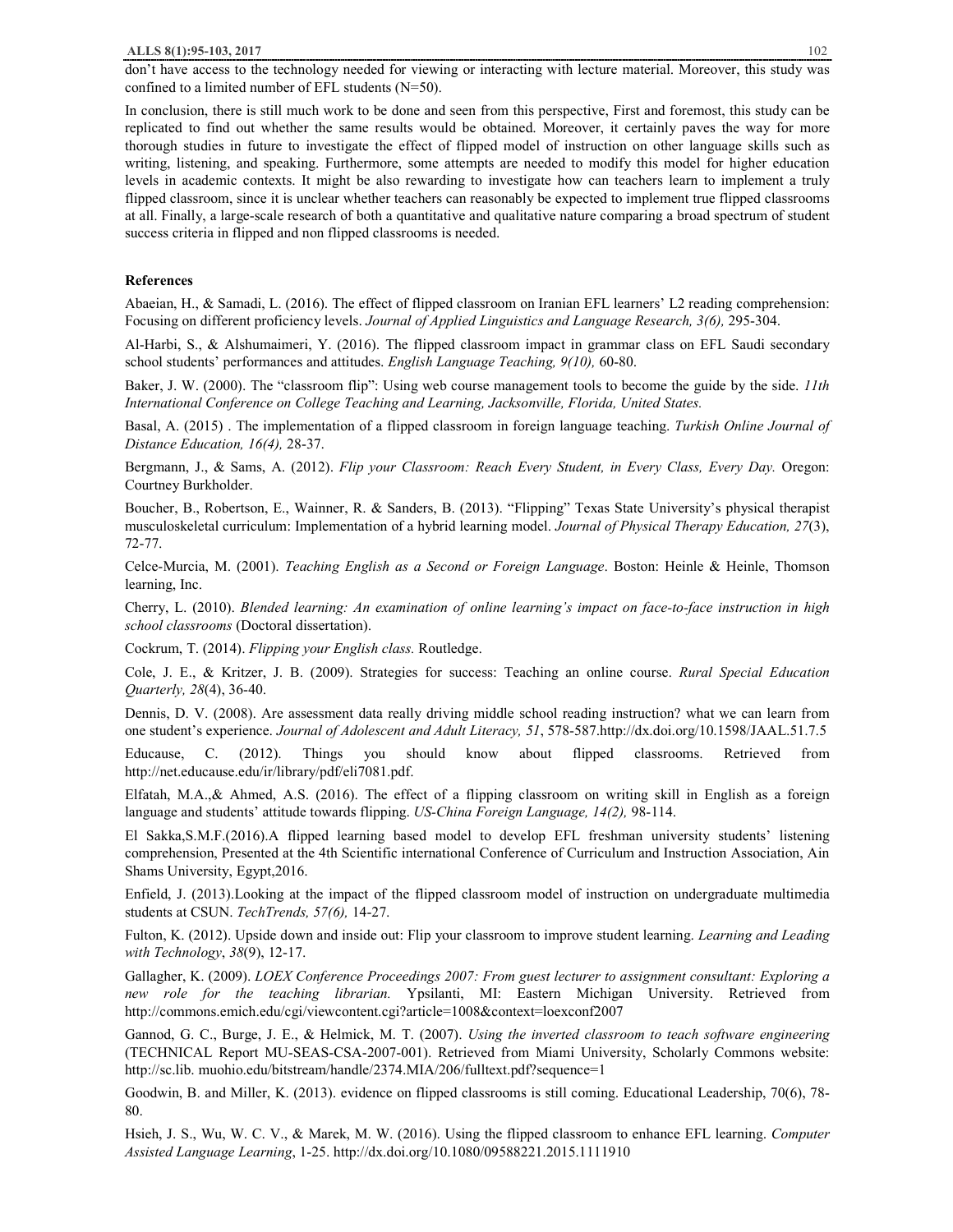don't have access to the technology needed for viewing or interacting with lecture material. Moreover, this study was confined to a limited number of EFL students (N=50).

In conclusion, there is still much work to be done and seen from this perspective, First and foremost, this study can be replicated to find out whether the same results would be obtained. Moreover, it certainly paves the way for more thorough studies in future to investigate the effect of flipped model of instruction on other language skills such as writing, listening, and speaking. Furthermore, some attempts are needed to modify this model for higher education levels in academic contexts. It might be also rewarding to investigate how can teachers learn to implement a truly flipped classroom, since it is unclear whether teachers can reasonably be expected to implement true flipped classrooms at all. Finally, a large-scale research of both a quantitative and qualitative nature comparing a broad spectrum of student success criteria in flipped and non flipped classrooms is needed.

## References

Abaeian, H., & Samadi, L. (2016). The effect of flipped classroom on Iranian EFL learners' L2 reading comprehension: Focusing on different proficiency levels. *Journal of Applied Linguistics and Language Research, 3(6),* 295-304.

Al-Harbi, S., & Alshumaimeri, Y. (2016). The flipped classroom impact in grammar class on EFL Saudi secondary school students' performances and attitudes. *English Language Teaching, 9(10),* 60-80.

Baker, J. W. (2000). The "classroom flip": Using web course management tools to become the guide by the side. *11th International Conference on College Teaching and Learning, Jacksonville, Florida, United States.*

Basal, A. (2015) . The implementation of a flipped classroom in foreign language teaching. *Turkish Online Journal of Distance Education, 16(4),* 28-37.

Bergmann, J., & Sams, A. (2012). *Flip your Classroom: Reach Every Student, in Every Class, Every Day.* Oregon: Courtney Burkholder.

Boucher, B., Robertson, E., Wainner, R. & Sanders, B. (2013). "Flipping" Texas State University's physical therapist musculoskeletal curriculum: Implementation of a hybrid learning model. *Journal of Physical Therapy Education, 27*(3), 72-77.

Celce-Murcia, M. (2001). *Teaching English as a Second or Foreign Language*. Boston: Heinle & Heinle, Thomson learning, Inc.

Cherry, L. (2010). *Blended learning: An examination of online learning's impact on face-to-face instruction in high school classrooms* (Doctoral dissertation).

Cockrum, T. (2014). *Flipping your English class.* Routledge.

Cole, J. E., & Kritzer, J. B. (2009). Strategies for success: Teaching an online course. *Rural Special Education Quarterly, 28*(4), 36-40.

Dennis, D. V. (2008). Are assessment data really driving middle school reading instruction? what we can learn from one student's experience. *Journal of Adolescent and Adult Literacy, 51*, 578-587.http://dx.doi.org/10.1598/JAAL.51.7.5

Educause, C. (2012). Things you should know about flipped classrooms. Retrieved from http://net.educause.edu/ir/library/pdf/eli7081.pdf.

Elfatah, M.A.,& Ahmed, A.S. (2016). The effect of a flipping classroom on writing skill in English as a foreign language and students' attitude towards flipping. *US-China Foreign Language, 14(2),* 98-114.

El Sakka,S.M.F.(2016).A flipped learning based model to develop EFL freshman university students' listening comprehension, Presented at the 4th Scientific international Conference of Curriculum and Instruction Association, Ain Shams University, Egypt,2016.

Enfield, J. (2013).Looking at the impact of the flipped classroom model of instruction on undergraduate multimedia students at CSUN. *TechTrends, 57(6),* 14-27.

Fulton, K. (2012). Upside down and inside out: Flip your classroom to improve student learning. *Learning and Leading with Technology*, *38*(9), 12-17.

Gallagher, K. (2009). *LOEX Conference Proceedings 2007: From guest lecturer to assignment consultant: Exploring a new role for the teaching librarian.* Ypsilanti, MI: Eastern Michigan University. Retrieved from http://commons.emich.edu/cgi/viewcontent.cgi?article=1008&context=loexconf2007

Gannod, G. C., Burge, J. E., & Helmick, M. T. (2007). *Using the inverted classroom to teach software engineering* (TECHNICAL Report MU-SEAS-CSA-2007-001). Retrieved from Miami University, Scholarly Commons website: http://sc.lib. muohio.edu/bitstream/handle/2374.MIA/206/fulltext.pdf?sequence=1

Goodwin, B. and Miller, K. (2013). evidence on flipped classrooms is still coming. Educational Leadership, 70(6), 78-80.

Hsieh, J. S., Wu, W. C. V., & Marek, M. W. (2016). Using the flipped classroom to enhance EFL learning. *Computer Assisted Language Learning*, 1-25. http://dx.doi.org/10.1080/09588221.2015.1111910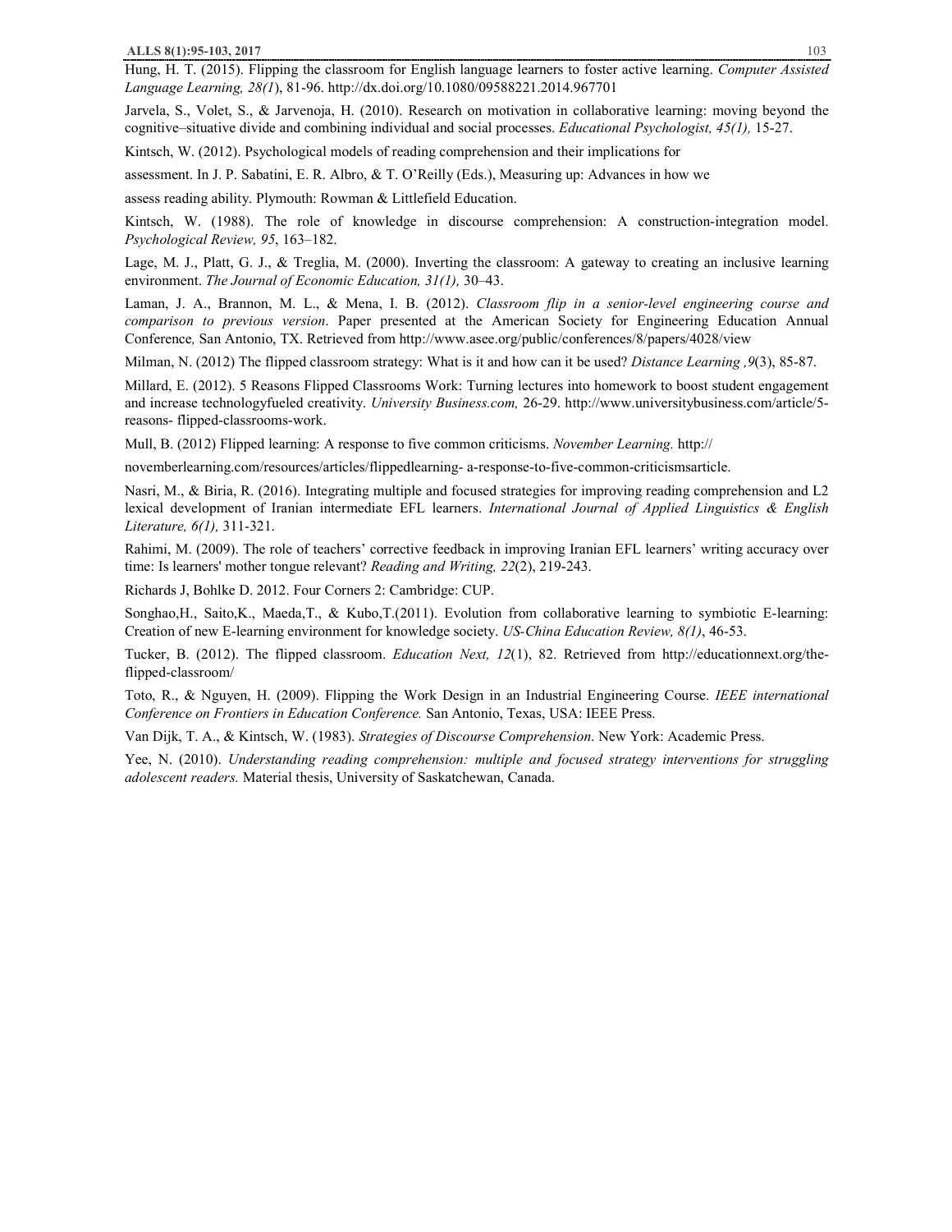Hung, H. T. (2015). Flipping the classroom for English language learners to foster active learning. *Computer Assisted Language Learning, 28(1*), 81-96. http://dx.doi.org/10.1080/09588221.2014.967701

Jarvela, S., Volet, S., & Jarvenoja, H. (2010). Research on motivation in collaborative learning: moving beyond the cognitive–situative divide and combining individual and social processes. *Educational Psychologist, 45(1),* 15-27.

Kintsch, W. (2012). Psychological models of reading comprehension and their implications for

assessment. In J. P. Sabatini, E. R. Albro, & T. O'Reilly (Eds.), Measuring up: Advances in how we

assess reading ability. Plymouth: Rowman & Littlefield Education.

Kintsch, W. (1988). The role of knowledge in discourse comprehension: A construction-integration model. *Psychological Review, 95*, 163–182.

Lage, M. J., Platt, G. J., & Treglia, M. (2000). Inverting the classroom: A gateway to creating an inclusive learning environment. *The Journal of Economic Education, 31(1),* 30–43.

Laman, J. A., Brannon, M. L., & Mena, I. B. (2012). *Classroom flip in a senior-level engineering course and comparison to previous version*. Paper presented at the American Society for Engineering Education Annual Conference*,* San Antonio, TX. Retrieved from http://www.asee.org/public/conferences/8/papers/4028/view

Milman, N. (2012) The flipped classroom strategy: What is it and how can it be used? *Distance Learning ,9*(3), 85-87.

Millard, E. (2012). 5 Reasons Flipped Classrooms Work: Turning lectures into homework to boost student engagement and increase technologyfueled creativity. *University Business.com,* 26-29. http://www.universitybusiness.com/article/5-reasons- flipped-classrooms-work.

Mull, B. (2012) Flipped learning: A response to five common criticisms. *November Learning.* http://

novemberlearning.com/resources/articles/flippedlearning- a-response-to-five-common-criticismsarticle.

Nasri, M., & Biria, R. (2016). Integrating multiple and focused strategies for improving reading comprehension and L2 lexical development of Iranian intermediate EFL learners. *International Journal of Applied Linguistics & English Literature, 6(1),* 311-321.

Rahimi, M. (2009). The role of teachers' corrective feedback in improving Iranian EFL learners' writing accuracy over time: Is learners' mother tongue relevant? *Reading and Writing, 22*(2), 219-243.

Richards J, Bohlke D. 2012. Four Corners 2: Cambridge: CUP.

Songhao,H., Saito,K., Maeda,T., & Kubo,T.(2011). Evolution from collaborative learning to symbiotic E-learning: Creation of new E-learning environment for knowledge society. *US-China Education Review, 8(1)*, 46-53.

Tucker, B. (2012). The flipped classroom. *Education Next, 12*(1), 82. Retrieved from http://educationnext.org/the-flipped-classroom/

Toto, R., & Nguyen, H. (2009). Flipping the Work Design in an Industrial Engineering Course. *IEEE international Conference on Frontiers in Education Conference.* San Antonio, Texas, USA: IEEE Press.

Van Dijk, T. A., & Kintsch, W. (1983). *Strategies of Discourse Comprehension*. New York: Academic Press.

Yee, N. (2010). *Understanding reading comprehension: multiple and focused strategy interventions for struggling adolescent readers.* Material thesis, University of Saskatchewan, Canada.